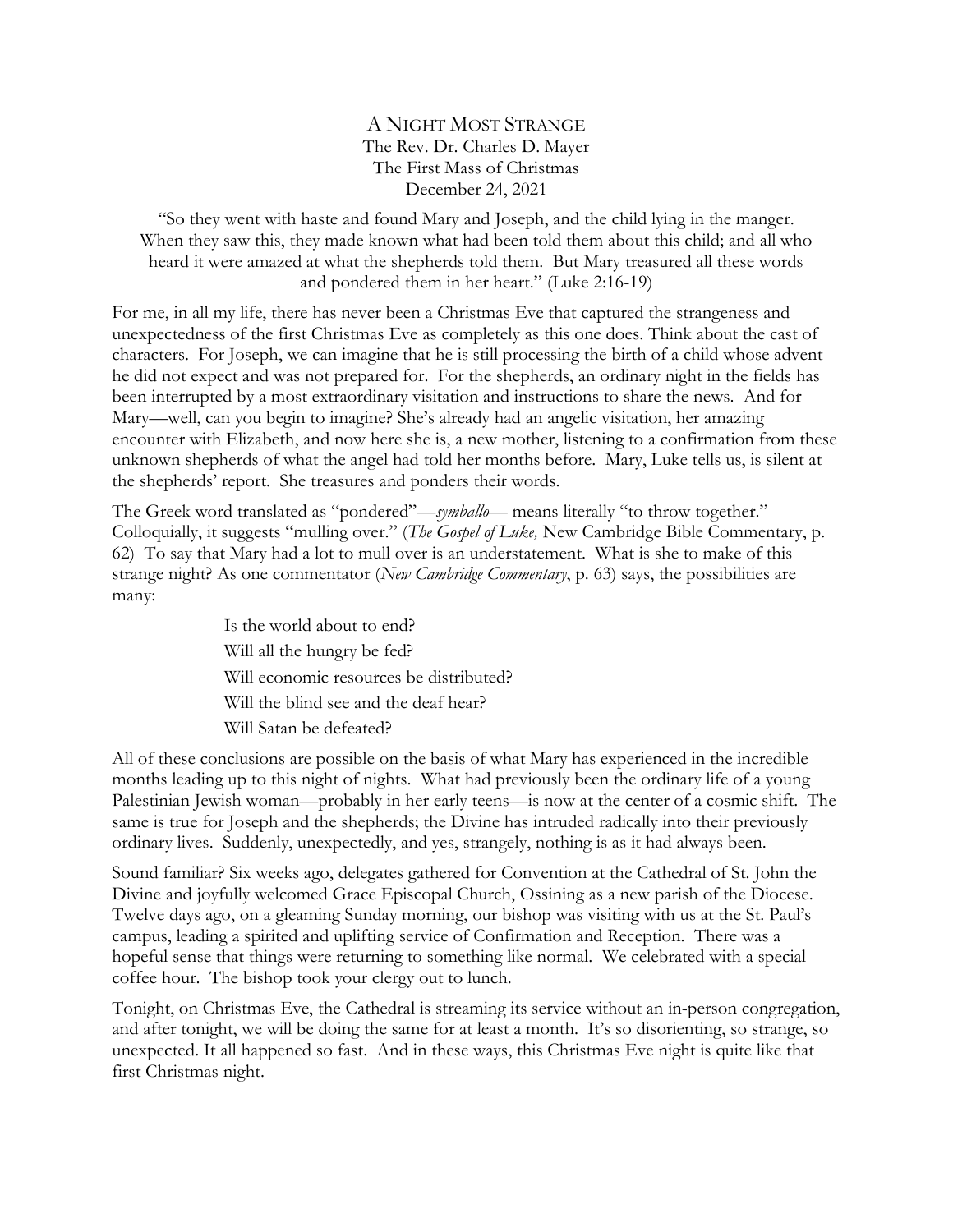# A Night Most Strange

The Rev. Dr. Charles D. Mayer
The First Mass of Christmas
December 24, 2021

"So they went with haste and found Mary and Joseph, and the child lying in the manger. When they saw this, they made known what had been told them about this child; and all who heard it were amazed at what the shepherds told them. But Mary treasured all these words and pondered them in her heart." (Luke 2:16-19)

For me, in all my life, there has never been a Christmas Eve that captured the strangeness and unexpectedness of the first Christmas Eve as completely as this one does. Think about the cast of characters. For Joseph, we can imagine that he is still processing the birth of a child whose advent he did not expect and was not prepared for. For the shepherds, an ordinary night in the fields has been interrupted by a most extraordinary visitation and instructions to share the news. And for Mary—well, can you begin to imagine? She's already had an angelic visitation, her amazing encounter with Elizabeth, and now here she is, a new mother, listening to a confirmation from these unknown shepherds of what the angel had told her months before. Mary, Luke tells us, is silent at the shepherds' report. She treasures and ponders their words.

The Greek word translated as "pondered"—*symballo*— means literally "to throw together." Colloquially, it suggests "mulling over." (*The Gospel of Luke,* New Cambridge Bible Commentary, p. 62) To say that Mary had a lot to mull over is an understatement. What is she to make of this strange night? As one commentator (*New Cambridge Commentary*, p. 63) says, the possibilities are many:

> Is the world about to end?
>
> Will all the hungry be fed?
>
> Will economic resources be distributed?
>
> Will the blind see and the deaf hear?
>
> Will Satan be defeated?

All of these conclusions are possible on the basis of what Mary has experienced in the incredible months leading up to this night of nights. What had previously been the ordinary life of a young Palestinian Jewish woman—probably in her early teens—is now at the center of a cosmic shift. The same is true for Joseph and the shepherds; the Divine has intruded radically into their previously ordinary lives. Suddenly, unexpectedly, and yes, strangely, nothing is as it had always been.

Sound familiar? Six weeks ago, delegates gathered for Convention at the Cathedral of St. John the Divine and joyfully welcomed Grace Episcopal Church, Ossining as a new parish of the Diocese. Twelve days ago, on a gleaming Sunday morning, our bishop was visiting with us at the St. Paul's campus, leading a spirited and uplifting service of Confirmation and Reception. There was a hopeful sense that things were returning to something like normal. We celebrated with a special coffee hour. The bishop took your clergy out to lunch.

Tonight, on Christmas Eve, the Cathedral is streaming its service without an in-person congregation, and after tonight, we will be doing the same for at least a month. It's so disorienting, so strange, so unexpected. It all happened so fast. And in these ways, this Christmas Eve night is quite like that first Christmas night.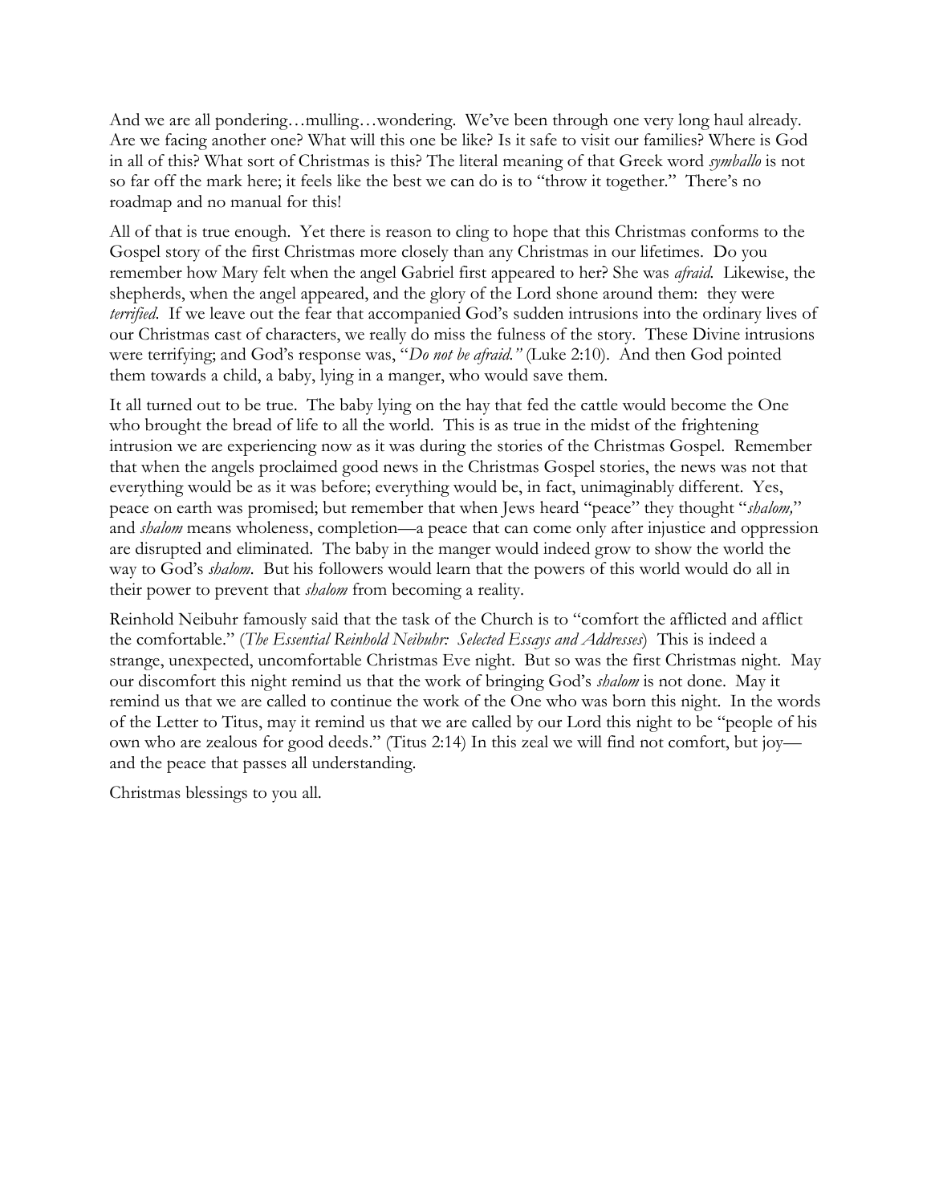And we are all pondering…mulling…wondering. We've been through one very long haul already. Are we facing another one? What will this one be like? Is it safe to visit our families? Where is God in all of this? What sort of Christmas is this? The literal meaning of that Greek word *symballo* is not so far off the mark here; it feels like the best we can do is to "throw it together." There's no roadmap and no manual for this!

All of that is true enough. Yet there is reason to cling to hope that this Christmas conforms to the Gospel story of the first Christmas more closely than any Christmas in our lifetimes. Do you remember how Mary felt when the angel Gabriel first appeared to her? She was *afraid*. Likewise, the shepherds, when the angel appeared, and the glory of the Lord shone around them: they were *terrified*. If we leave out the fear that accompanied God's sudden intrusions into the ordinary lives of our Christmas cast of characters, we really do miss the fulness of the story. These Divine intrusions were terrifying; and God's response was, "*Do not be afraid."* (Luke 2:10). And then God pointed them towards a child, a baby, lying in a manger, who would save them.

It all turned out to be true. The baby lying on the hay that fed the cattle would become the One who brought the bread of life to all the world. This is as true in the midst of the frightening intrusion we are experiencing now as it was during the stories of the Christmas Gospel. Remember that when the angels proclaimed good news in the Christmas Gospel stories, the news was not that everything would be as it was before; everything would be, in fact, unimaginably different. Yes, peace on earth was promised; but remember that when Jews heard "peace" they thought "*shalom,*" and *shalom* means wholeness, completion—a peace that can come only after injustice and oppression are disrupted and eliminated. The baby in the manger would indeed grow to show the world the way to God's *shalom*. But his followers would learn that the powers of this world would do all in their power to prevent that *shalom* from becoming a reality.

Reinhold Neibuhr famously said that the task of the Church is to "comfort the afflicted and afflict the comfortable." (*The Essential Reinhold Neibuhr: Selected Essays and Addresses*) This is indeed a strange, unexpected, uncomfortable Christmas Eve night. But so was the first Christmas night. May our discomfort this night remind us that the work of bringing God's *shalom* is not done. May it remind us that we are called to continue the work of the One who was born this night. In the words of the Letter to Titus, may it remind us that we are called by our Lord this night to be "people of his own who are zealous for good deeds." (Titus 2:14) In this zeal we will find not comfort, but joy—and the peace that passes all understanding.

Christmas blessings to you all.